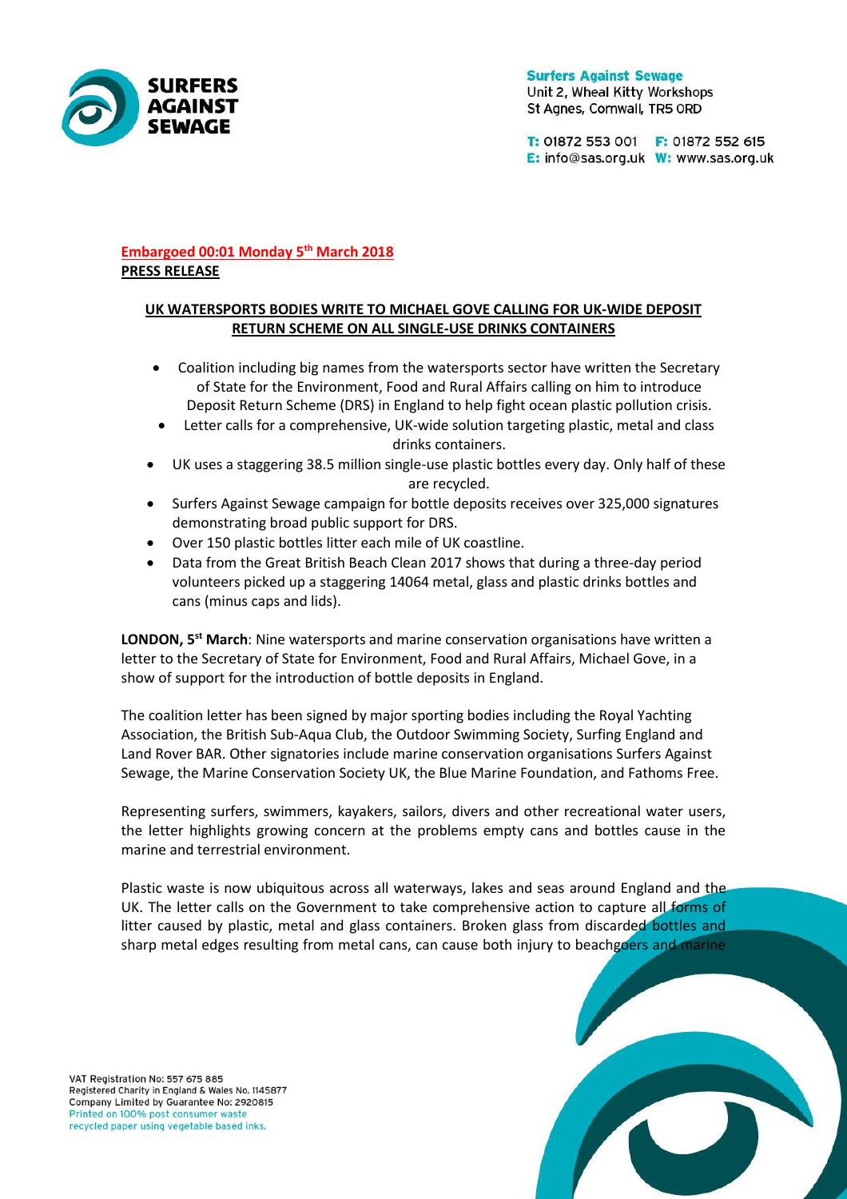**Surfers Against Sewage**
Unit 2, Wheal Kitty Workshops
St Agnes, Cornwall, TR5 0RD

**T:** 01872 553 001 **F:** 01872 552 615
**E:** info@sas.org.uk **W:** www.sas.org.uk

**Embargoed 00:01 Monday 5th March 2018**
**PRESS RELEASE**

## UK WATERSPORTS BODIES WRITE TO MICHAEL GOVE CALLING FOR UK-WIDE DEPOSIT RETURN SCHEME ON ALL SINGLE-USE DRINKS CONTAINERS

- Coalition including big names from the watersports sector have written the Secretary of State for the Environment, Food and Rural Affairs calling on him to introduce Deposit Return Scheme (DRS) in England to help fight ocean plastic pollution crisis.
- Letter calls for a comprehensive, UK-wide solution targeting plastic, metal and class drinks containers.
- UK uses a staggering 38.5 million single-use plastic bottles every day. Only half of these are recycled.
- Surfers Against Sewage campaign for bottle deposits receives over 325,000 signatures demonstrating broad public support for DRS.
- Over 150 plastic bottles litter each mile of UK coastline.
- Data from the Great British Beach Clean 2017 shows that during a three-day period volunteers picked up a staggering 14064 metal, glass and plastic drinks bottles and cans (minus caps and lids).

**LONDON, 5st March**: Nine watersports and marine conservation organisations have written a letter to the Secretary of State for Environment, Food and Rural Affairs, Michael Gove, in a show of support for the introduction of bottle deposits in England.

The coalition letter has been signed by major sporting bodies including the Royal Yachting Association, the British Sub-Aqua Club, the Outdoor Swimming Society, Surfing England and Land Rover BAR. Other signatories include marine conservation organisations Surfers Against Sewage, the Marine Conservation Society UK, the Blue Marine Foundation, and Fathoms Free.

Representing surfers, swimmers, kayakers, sailors, divers and other recreational water users, the letter highlights growing concern at the problems empty cans and bottles cause in the marine and terrestrial environment.

Plastic waste is now ubiquitous across all waterways, lakes and seas around England and the UK. The letter calls on the Government to take comprehensive action to capture all forms of litter caused by plastic, metal and glass containers. Broken glass from discarded bottles and sharp metal edges resulting from metal cans, can cause both injury to beachgoers and marine

VAT Registration No: 557 675 885
Registered Charity in England & Wales No. 1145877
Company Limited by Guarantee No: 2920815
Printed on 100% post consumer waste recycled paper using vegetable based inks.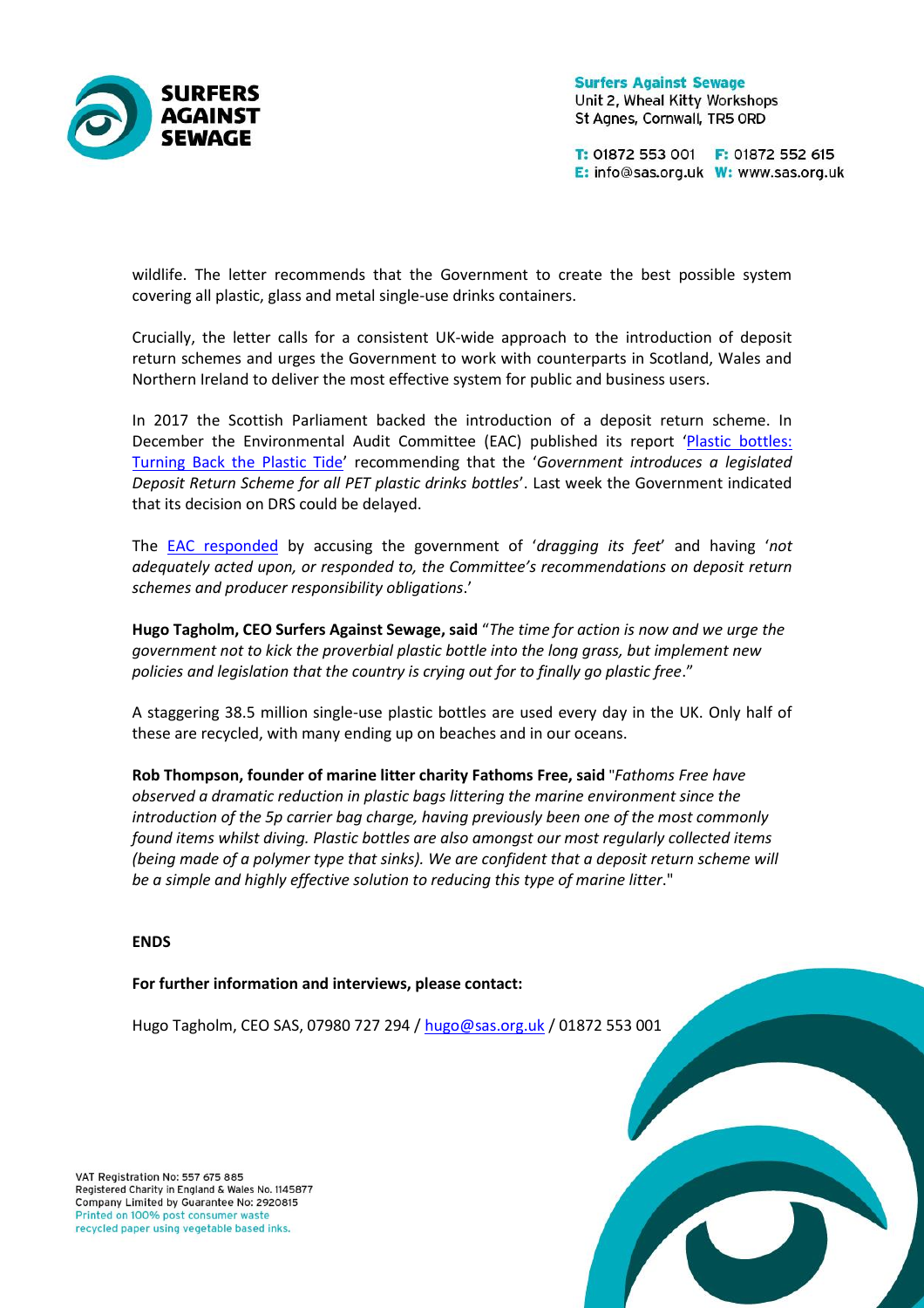wildlife. The letter recommends that the Government to create the best possible system covering all plastic, glass and metal single-use drinks containers.

Crucially, the letter calls for a consistent UK-wide approach to the introduction of deposit return schemes and urges the Government to work with counterparts in Scotland, Wales and Northern Ireland to deliver the most effective system for public and business users.

In 2017 the Scottish Parliament backed the introduction of a deposit return scheme. In December the Environmental Audit Committee (EAC) published its report '[Plastic bottles: Turning Back the Plastic Tide](#)' recommending that the '*Government introduces a legislated Deposit Return Scheme for all PET plastic drinks bottles*'. Last week the Government indicated that its decision on DRS could be delayed.

The [EAC responded](#) by accusing the government of '*dragging its feet*' and having '*not adequately acted upon, or responded to, the Committee's recommendations on deposit return schemes and producer responsibility obligations*.'

**Hugo Tagholm, CEO Surfers Against Sewage, said** "*The time for action is now and we urge the government not to kick the proverbial plastic bottle into the long grass, but implement new policies and legislation that the country is crying out for to finally go plastic free*."

A staggering 38.5 million single-use plastic bottles are used every day in the UK. Only half of these are recycled, with many ending up on beaches and in our oceans.

**Rob Thompson, founder of marine litter charity Fathoms Free, said** "*Fathoms Free have observed a dramatic reduction in plastic bags littering the marine environment since the introduction of the 5p carrier bag charge, having previously been one of the most commonly found items whilst diving. Plastic bottles are also amongst our most regularly collected items (being made of a polymer type that sinks). We are confident that a deposit return scheme will be a simple and highly effective solution to reducing this type of marine litter*."

**ENDS**

**For further information and interviews, please contact:**

Hugo Tagholm, CEO SAS, 07980 727 294 / hugo@sas.org.uk / 01872 553 001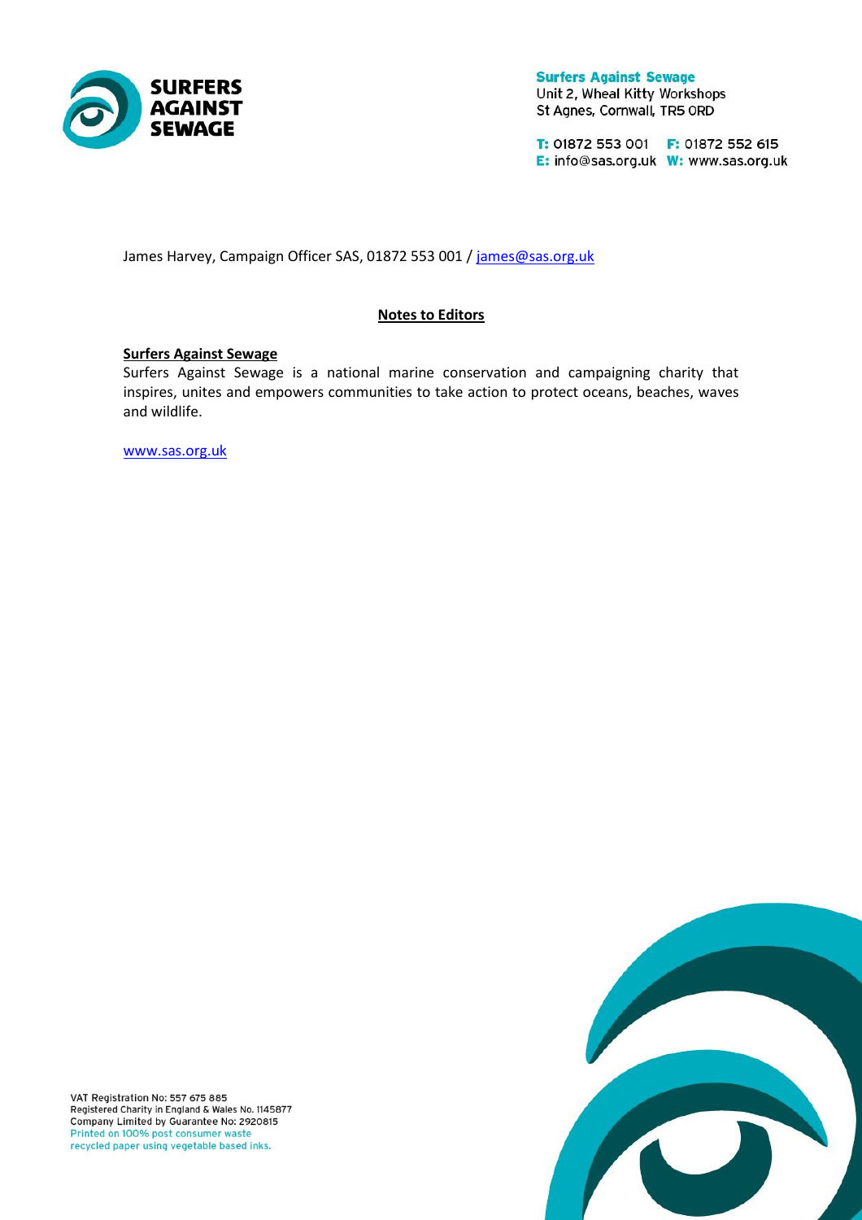**Surfers Against Sewage**
Unit 2, Wheal Kitty Workshops
St Agnes, Cornwall, TR5 0RD

T: 01872 553 001 F: 01872 552 615
E: info@sas.org.uk W: www.sas.org.uk

James Harvey, Campaign Officer SAS, 01872 553 001 / james@sas.org.uk

**Notes to Editors**

**Surfers Against Sewage**

Surfers Against Sewage is a national marine conservation and campaigning charity that inspires, unites and empowers communities to take action to protect oceans, beaches, waves and wildlife.

www.sas.org.uk

VAT Registration No: 557 675 885
Registered Charity in England & Wales No. 1145877
Company Limited by Guarantee No: 2920815
Printed on 100% post consumer waste recycled paper using vegetable based inks.